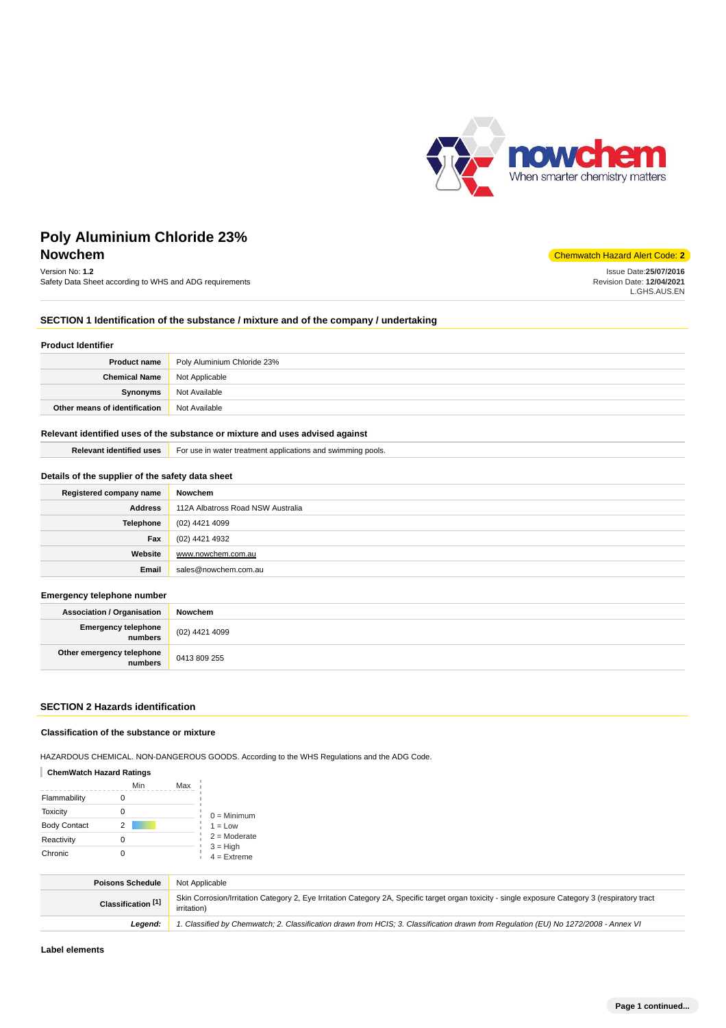# Poly Aluminium Chloride 23%

## Nowchem

Chemwatch Hazard Alert Code: **2**

Version No: **1.2**
Safety Data Sheet according to WHS and ADG requirements

Issue Date:**25/07/2016**
Revision Date: **12/04/2021**
L.GHS.AUS.EN

## SECTION 1 Identification of the substance / mixture and of the company / undertaking

### Product Identifier

| | |
|---|---|
| **Product name** | Poly Aluminium Chloride 23% |
| **Chemical Name** | Not Applicable |
| **Synonyms** | Not Available |
| **Other means of identification** | Not Available |

### Relevant identified uses of the substance or mixture and uses advised against

| | |
|---|---|
| **Relevant identified uses** | For use in water treatment applications and swimming pools. |

### Details of the supplier of the safety data sheet

| | |
|---|---|
| **Registered company name** | Nowchem |
| **Address** | 112A Albatross Road NSW Australia |
| **Telephone** | (02) 4421 4099 |
| **Fax** | (02) 4421 4932 |
| **Website** | www.nowchem.com.au |
| **Email** | sales@nowchem.com.au |

### Emergency telephone number

| | |
|---|---|
| **Association / Organisation** | Nowchem |
| **Emergency telephone numbers** | (02) 4421 4099 |
| **Other emergency telephone numbers** | 0413 809 255 |

## SECTION 2 Hazards identification

### Classification of the substance or mixture

HAZARDOUS CHEMICAL. NON-DANGEROUS GOODS. According to the WHS Regulations and the ADG Code.

**ChemWatch Hazard Ratings**

| | Min | Max |
|---|---|---|
| Flammability | 0 | |
| Toxicity | 0 | |
| Body Contact | 2 | |
| Reactivity | 0 | |
| Chronic | 0 | |

0 = Minimum
1 = Low
2 = Moderate
3 = High
4 = Extreme

| | |
|---|---|
| **Poisons Schedule** | Not Applicable |
| **Classification [1]** | Skin Corrosion/Irritation Category 2, Eye Irritation Category 2A, Specific target organ toxicity - single exposure Category 3 (respiratory tract irritation) |
| ***Legend:*** | *1. Classified by Chemwatch; 2. Classification drawn from HCIS; 3. Classification drawn from Regulation (EU) No 1272/2008 - Annex VI* |

### Label elements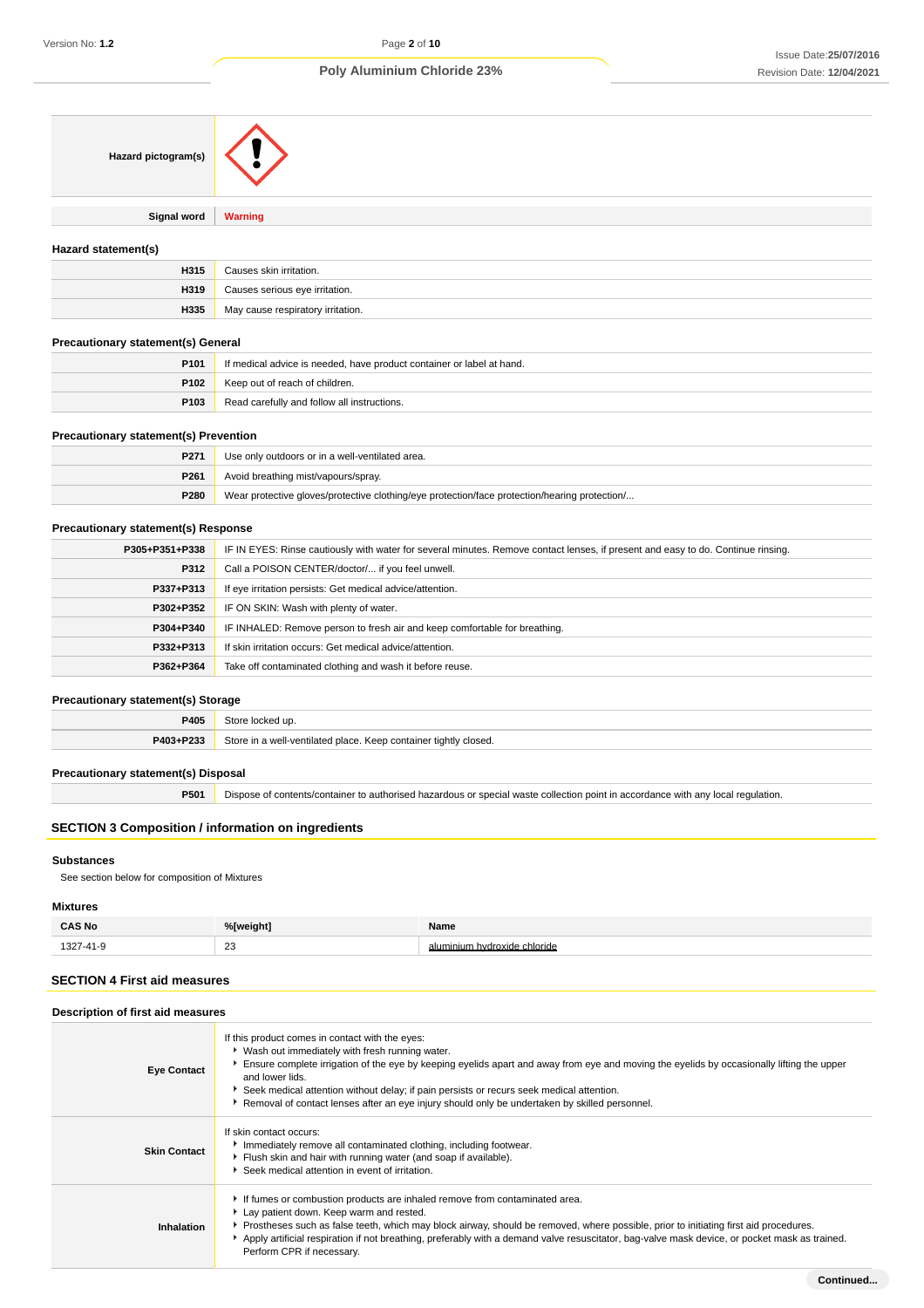| Hazard pictogram(s) | |
|---|---|

| Signal word | Warning |
|---|---|

### Hazard statement(s)

| | |
|---|---|
| H315 | Causes skin irritation. |
| H319 | Causes serious eye irritation. |
| H335 | May cause respiratory irritation. |

### Precautionary statement(s) General

| | |
|---|---|
| P101 | If medical advice is needed, have product container or label at hand. |
| P102 | Keep out of reach of children. |
| P103 | Read carefully and follow all instructions. |

### Precautionary statement(s) Prevention

| | |
|---|---|
| P271 | Use only outdoors or in a well-ventilated area. |
| P261 | Avoid breathing mist/vapours/spray. |
| P280 | Wear protective gloves/protective clothing/eye protection/face protection/hearing protection/... |

### Precautionary statement(s) Response

| | |
|---|---|
| P305+P351+P338 | IF IN EYES: Rinse cautiously with water for several minutes. Remove contact lenses, if present and easy to do. Continue rinsing. |
| P312 | Call a POISON CENTER/doctor/... if you feel unwell. |
| P337+P313 | If eye irritation persists: Get medical advice/attention. |
| P302+P352 | IF ON SKIN: Wash with plenty of water. |
| P304+P340 | IF INHALED: Remove person to fresh air and keep comfortable for breathing. |
| P332+P313 | If skin irritation occurs: Get medical advice/attention. |
| P362+P364 | Take off contaminated clothing and wash it before reuse. |

### Precautionary statement(s) Storage

| | |
|---|---|
| P405 | Store locked up. |
| P403+P233 | Store in a well-ventilated place. Keep container tightly closed. |

### Precautionary statement(s) Disposal

| | |
|---|---|
| P501 | Dispose of contents/container to authorised hazardous or special waste collection point in accordance with any local regulation. |

## SECTION 3 Composition / information on ingredients

### Substances

See section below for composition of Mixtures

### Mixtures

| CAS No | %[weight] | Name |
|---|---|---|
| 1327-41-9 | 23 | aluminium hydroxide chloride |

## SECTION 4 First aid measures

### Description of first aid measures

| | |
|---|---|
| Eye Contact | If this product comes in contact with the eyes:<br>- Wash out immediately with fresh running water.<br>- Ensure complete irrigation of the eye by keeping eyelids apart and away from eye and moving the eyelids by occasionally lifting the upper and lower lids.<br>- Seek medical attention without delay; if pain persists or recurs seek medical attention.<br>- Removal of contact lenses after an eye injury should only be undertaken by skilled personnel. |
| Skin Contact | If skin contact occurs:<br>- Immediately remove all contaminated clothing, including footwear.<br>- Flush skin and hair with running water (and soap if available).<br>- Seek medical attention in event of irritation. |
| Inhalation | - If fumes or combustion products are inhaled remove from contaminated area.<br>- Lay patient down. Keep warm and rested.<br>- Prostheses such as false teeth, which may block airway, should be removed, where possible, prior to initiating first aid procedures.<br>- Apply artificial respiration if not breathing, preferably with a demand valve resuscitator, bag-valve mask device, or pocket mask as trained. Perform CPR if necessary. |

**Continued...**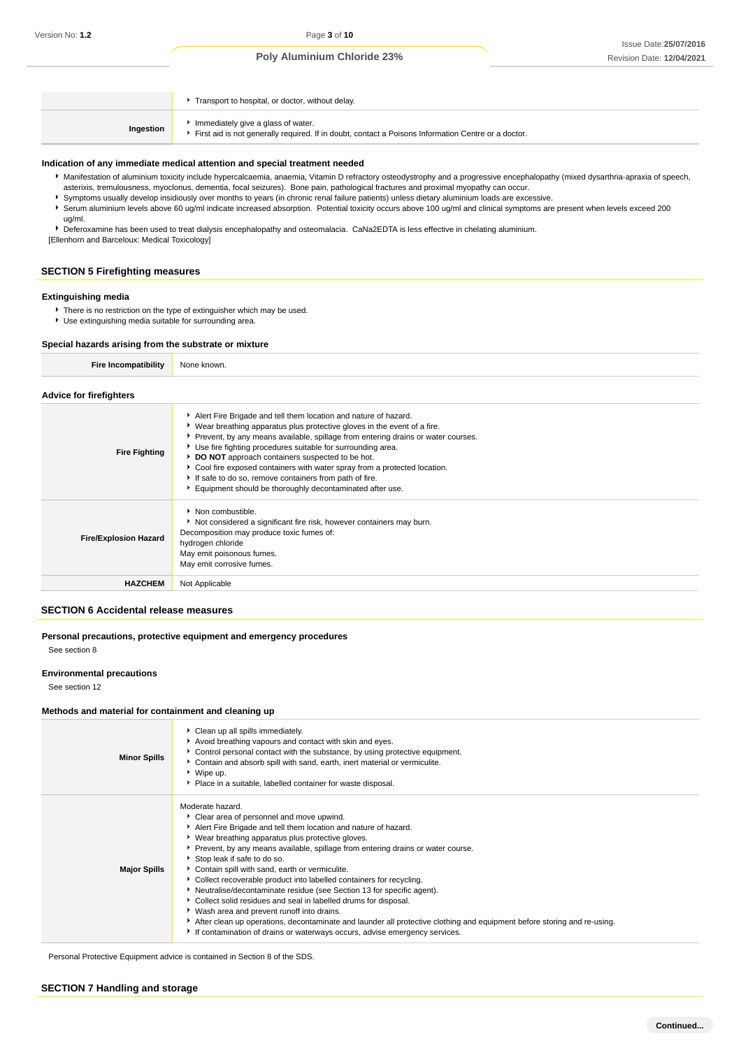|  |  |
|---|---|
|  | ▸ Transport to hospital, or doctor, without delay. |
| **Ingestion** | ▸ Immediately give a glass of water.<br>▸ First aid is not generally required. If in doubt, contact a Poisons Information Centre or a doctor. |

### Indication of any immediate medical attention and special treatment needed

- Manifestation of aluminium toxicity include hypercalcaemia, anaemia, Vitamin D refractory osteodystrophy and a progressive encephalopathy (mixed dysarthria-apraxia of speech, asterixis, tremulousness, myoclonus, dementia, focal seizures). Bone pain, pathological fractures and proximal myopathy can occur.
- Symptoms usually develop insidiously over months to years (in chronic renal failure patients) unless dietary aluminium loads are excessive.
- Serum aluminium levels above 60 ug/ml indicate increased absorption. Potential toxicity occurs above 100 ug/ml and clinical symptoms are present when levels exceed 200 ug/ml.
- Deferoxamine has been used to treat dialysis encephalopathy and osteomalacia. CaNa2EDTA is less effective in chelating aluminium.

[Ellenhorn and Barceloux: Medical Toxicology]

## SECTION 5 Firefighting measures

### Extinguishing media

- There is no restriction on the type of extinguisher which may be used.
- Use extinguishing media suitable for surrounding area.

### Special hazards arising from the substrate or mixture

|  |  |
|---|---|
| **Fire Incompatibility** | None known. |

### Advice for firefighters

|  |  |
|---|---|
| **Fire Fighting** | ▸ Alert Fire Brigade and tell them location and nature of hazard.<br>▸ Wear breathing apparatus plus protective gloves in the event of a fire.<br>▸ Prevent, by any means available, spillage from entering drains or water courses.<br>▸ Use fire fighting procedures suitable for surrounding area.<br>▸ **DO NOT** approach containers suspected to be hot.<br>▸ Cool fire exposed containers with water spray from a protected location.<br>▸ If safe to do so, remove containers from path of fire.<br>▸ Equipment should be thoroughly decontaminated after use. |
| **Fire/Explosion Hazard** | ▸ Non combustible.<br>▸ Not considered a significant fire risk, however containers may burn.<br>Decomposition may produce toxic fumes of:<br>hydrogen chloride<br>May emit poisonous fumes.<br>May emit corrosive fumes. |
| **HAZCHEM** | Not Applicable |

## SECTION 6 Accidental release measures

### Personal precautions, protective equipment and emergency procedures

See section 8

### Environmental precautions

See section 12

### Methods and material for containment and cleaning up

|  |  |
|---|---|
| **Minor Spills** | ▸ Clean up all spills immediately.<br>▸ Avoid breathing vapours and contact with skin and eyes.<br>▸ Control personal contact with the substance, by using protective equipment.<br>▸ Contain and absorb spill with sand, earth, inert material or vermiculite.<br>▸ Wipe up.<br>▸ Place in a suitable, labelled container for waste disposal. |
| **Major Spills** | Moderate hazard.<br>▸ Clear area of personnel and move upwind.<br>▸ Alert Fire Brigade and tell them location and nature of hazard.<br>▸ Wear breathing apparatus plus protective gloves.<br>▸ Prevent, by any means available, spillage from entering drains or water course.<br>▸ Stop leak if safe to do so.<br>▸ Contain spill with sand, earth or vermiculite.<br>▸ Collect recoverable product into labelled containers for recycling.<br>▸ Neutralise/decontaminate residue (see Section 13 for specific agent).<br>▸ Collect solid residues and seal in labelled drums for disposal.<br>▸ Wash area and prevent runoff into drains.<br>▸ After clean up operations, decontaminate and launder all protective clothing and equipment before storing and re-using.<br>▸ If contamination of drains or waterways occurs, advise emergency services. |

Personal Protective Equipment advice is contained in Section 8 of the SDS.

## SECTION 7 Handling and storage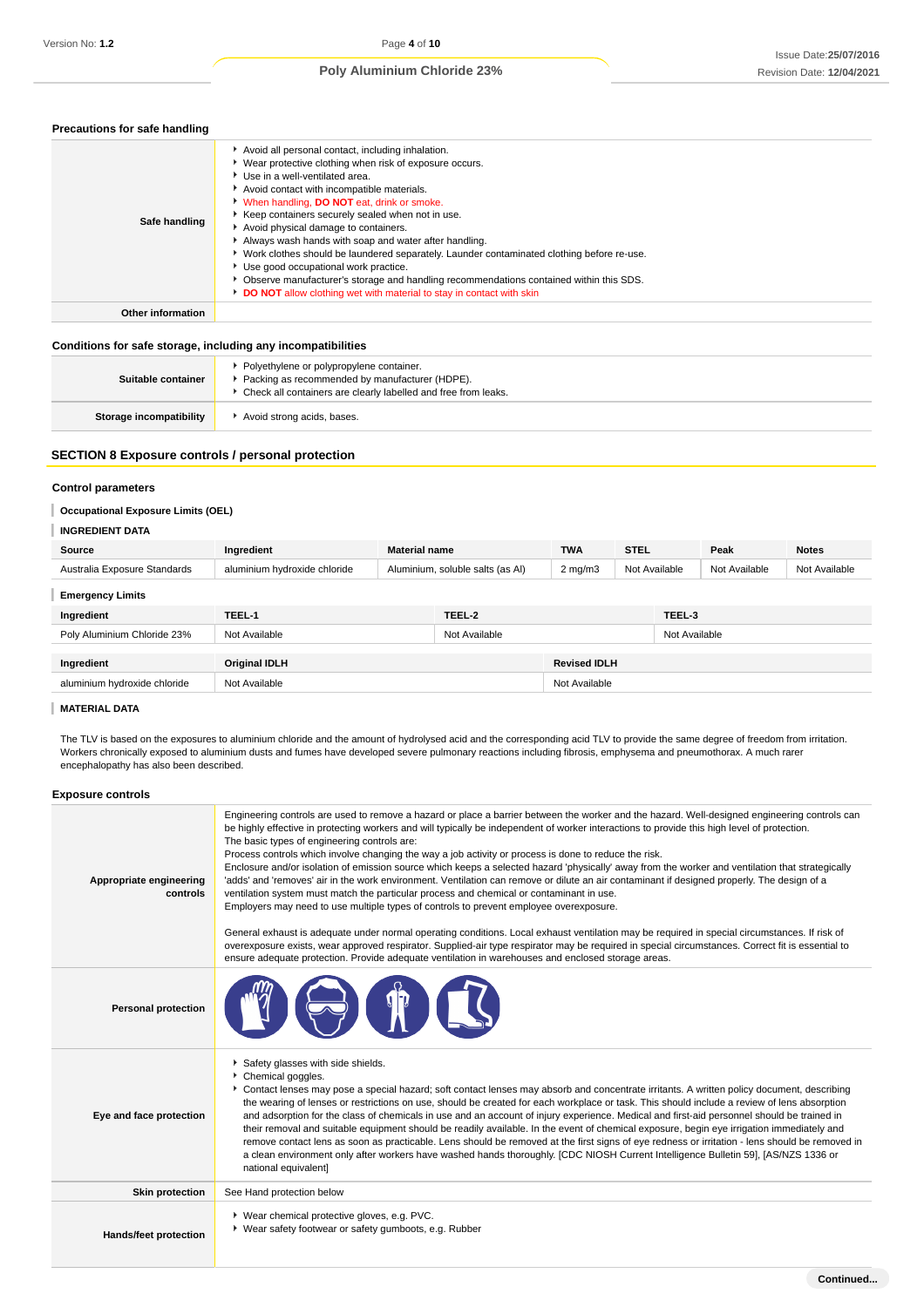### Precations for safe handling

| | |
|---|---|
| **Safe handling** | ▸ Avoid all personal contact, including inhalation.<br>▸ Wear protective clothing when risk of exposure occurs.<br>▸ Use in a well-ventilated area.<br>▸ Avoid contact with incompatible materials.<br>▸ When handling, **DO NOT** eat, drink or smoke.<br>▸ Keep containers securely sealed when not in use.<br>▸ Avoid physical damage to containers.<br>▸ Always wash hands with soap and water after handling.<br>▸ Work clothes should be laundered separately. Launder contaminated clothing before re-use.<br>▸ Use good occupational work practice.<br>▸ Observe manufacturer's storage and handling recommendations contained within this SDS.<br>▸ **DO NOT** allow clothing wet with material to stay in contact with skin |
| **Other information** | |

### Conditions for safe storage, including any incompatibilities

| | |
|---|---|
| **Suitable container** | ▸ Polyethylene or polypropylene container.<br>▸ Packing as recommended by manufacturer (HDPE).<br>▸ Check all containers are clearly labelled and free from leaks. |
| **Storage incompatibility** | ▸ Avoid strong acids, bases. |

## SECTION 8 Exposure controls / personal protection

### Control parameters

#### Occupational Exposure Limits (OEL)

#### INGREDIENT DATA

| Source | Ingredient | Material name | TWA | STEL | Peak | Notes |
|---|---|---|---|---|---|---|
| Australia Exposure Standards | aluminium hydroxide chloride | Aluminium, soluble salts (as Al) | 2 mg/m3 | Not Available | Not Available | Not Available |

#### Emergency Limits

| Ingredient | TEEL-1 | TEEL-2 | TEEL-3 |
|---|---|---|---|
| Poly Aluminium Chloride 23% | Not Available | Not Available | Not Available |

| Ingredient | Original IDLH | Revised IDLH |
|---|---|---|
| aluminium hydroxide chloride | Not Available | Not Available |

#### MATERIAL DATA

The TLV is based on the exposures to aluminium chloride and the amount of hydrolysed acid and the corresponding acid TLV to provide the same degree of freedom from irritation. Workers chronically exposed to aluminium dusts and fumes have developed severe pulmonary reactions including fibrosis, emphysema and pneumothorax. A much rarer encephalopathy has also been described.

### Exposure controls

| | |
|---|---|
| **Appropriate engineering controls** | Engineering controls are used to remove a hazard or place a barrier between the worker and the hazard. Well-designed engineering controls can be highly effective in protecting workers and will typically be independent of worker interactions to provide this high level of protection.<br>The basic types of engineering controls are:<br>Process controls which involve changing the way a job activity or process is done to reduce the risk.<br>Enclosure and/or isolation of emission source which keeps a selected hazard 'physically' away from the worker and ventilation that strategically 'adds' and 'removes' air in the work environment. Ventilation can remove or dilute an air contaminant if designed properly. The design of a ventilation system must match the particular process and chemical or contaminant in use.<br>Employers may need to use multiple types of controls to prevent employee overexposure.<br><br>General exhaust is adequate under normal operating conditions. Local exhaust ventilation may be required in special circumstances. If risk of overexposure exists, wear approved respirator. Supplied-air type respirator may be required in special circumstances. Correct fit is essential to ensure adequate protection. Provide adequate ventilation in warehouses and enclosed storage areas. |
| **Personal protection** | |
| **Eye and face protection** | ▸ Safety glasses with side shields.<br>▸ Chemical goggles.<br>▸ Contact lenses may pose a special hazard; soft contact lenses may absorb and concentrate irritants. A written policy document, describing the wearing of lenses or restrictions on use, should be created for each workplace or task. This should include a review of lens absorption and adsorption for the class of chemicals in use and an account of injury experience. Medical and first-aid personnel should be trained in their removal and suitable equipment should be readily available. In the event of chemical exposure, begin eye irrigation immediately and remove contact lens as soon as practicable. Lens should be removed at the first signs of eye redness or irritation - lens should be removed in a clean environment only after workers have washed hands thoroughly. [CDC NIOSH Current Intelligence Bulletin 59], [AS/NZS 1336 or national equivalent] |
| **Skin protection** | See Hand protection below |
| **Hands/feet protection** | ▸ Wear chemical protective gloves, e.g. PVC.<br>▸ Wear safety footwear or safety gumboots, e.g. Rubber |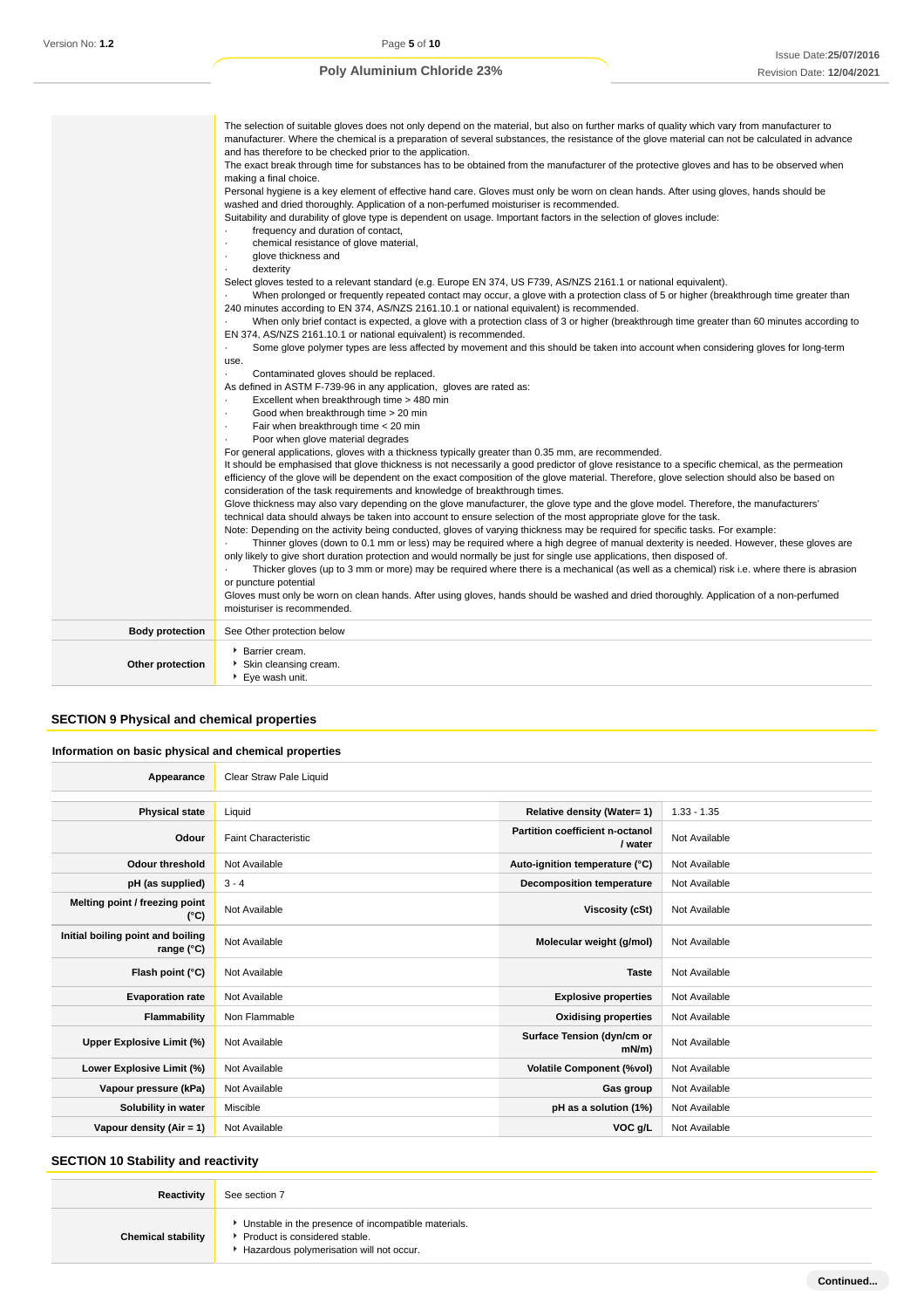| | |
|---|---|
| | The selection of suitable gloves does not only depend on the material, but also on further marks of quality which vary from manufacturer to manufacturer. Where the chemical is a preparation of several substances, the resistance of the glove material can not be calculated in advance and has therefore to be checked prior to the application.<br>The exact break through time for substances has to be obtained from the manufacturer of the protective gloves and has to be observed when making a final choice.<br>Personal hygiene is a key element of effective hand care. Gloves must only be worn on clean hands. After using gloves, hands should be washed and dried thoroughly. Application of a non-perfumed moisturiser is recommended.<br>Suitability and durability of glove type is dependent on usage. Important factors in the selection of gloves include:<br>· frequency and duration of contact,<br>· chemical resistance of glove material,<br>· glove thickness and<br>· dexterity<br>Select gloves tested to a relevant standard (e.g. Europe EN 374, US F739, AS/NZS 2161.1 or national equivalent).<br>· When prolonged or frequently repeated contact may occur, a glove with a protection class of 5 or higher (breakthrough time greater than 240 minutes according to EN 374, AS/NZS 2161.10.1 or national equivalent) is recommended.<br>· When only brief contact is expected, a glove with a protection class of 3 or higher (breakthrough time greater than 60 minutes according to EN 374, AS/NZS 2161.10.1 or national equivalent) is recommended.<br>· Some glove polymer types are less affected by movement and this should be taken into account when considering gloves for long-term use.<br>· Contaminated gloves should be replaced.<br>As defined in ASTM F-739-96 in any application, gloves are rated as:<br>· Excellent when breakthrough time > 480 min<br>· Good when breakthrough time > 20 min<br>· Fair when breakthrough time < 20 min<br>· Poor when glove material degrades<br>For general applications, gloves with a thickness typically greater than 0.35 mm, are recommended.<br>It should be emphasised that glove thickness is not necessarily a good predictor of glove resistance to a specific chemical, as the permeation efficiency of the glove will be dependent on the exact composition of the glove material. Therefore, glove selection should also be based on consideration of the task requirements and knowledge of breakthrough times.<br>Glove thickness may also vary depending on the glove manufacturer, the glove type and the glove model. Therefore, the manufacturers' technical data should always be taken into account to ensure selection of the most appropriate glove for the task.<br>Note: Depending on the activity being conducted, gloves of varying thickness may be required for specific tasks. For example:<br>· Thinner gloves (down to 0.1 mm or less) may be required where a high degree of manual dexterity is needed. However, these gloves are only likely to give short duration protection and would normally be just for single use applications, then disposed of.<br>· Thicker gloves (up to 3 mm or more) may be required where there is a mechanical (as well as a chemical) risk i.e. where there is abrasion or puncture potential<br>Gloves must only be worn on clean hands. After using gloves, hands should be washed and dried thoroughly. Application of a non-perfumed moisturiser is recommended. |
| **Body protection** | See Other protection below |
| **Other protection** | ▸ Barrier cream.<br>▸ Skin cleansing cream.<br>▸ Eye wash unit. |

## SECTION 9 Physical and chemical properties

### Information on basic physical and chemical properties

| | | | |
|---|---|---|---|
| **Appearance** | Clear Straw Pale Liquid | | |
| **Physical state** | Liquid | **Relative density (Water= 1)** | 1.33 - 1.35 |
| **Odour** | Faint Characteristic | **Partition coefficient n-octanol / water** | Not Available |
| **Odour threshold** | Not Available | **Auto-ignition temperature (°C)** | Not Available |
| **pH (as supplied)** | 3 - 4 | **Decomposition temperature** | Not Available |
| **Melting point / freezing point (°C)** | Not Available | **Viscosity (cSt)** | Not Available |
| **Initial boiling point and boiling range (°C)** | Not Available | **Molecular weight (g/mol)** | Not Available |
| **Flash point (°C)** | Not Available | **Taste** | Not Available |
| **Evaporation rate** | Not Available | **Explosive properties** | Not Available |
| **Flammability** | Non Flammable | **Oxidising properties** | Not Available |
| **Upper Explosive Limit (%)** | Not Available | **Surface Tension (dyn/cm or mN/m)** | Not Available |
| **Lower Explosive Limit (%)** | Not Available | **Volatile Component (%vol)** | Not Available |
| **Vapour pressure (kPa)** | Not Available | **Gas group** | Not Available |
| **Solubility in water** | Miscible | **pH as a solution (1%)** | Not Available |
| **Vapour density (Air = 1)** | Not Available | **VOC g/L** | Not Available |

## SECTION 10 Stability and reactivity

| | |
|---|---|
| **Reactivity** | See section 7 |
| **Chemical stability** | ▸ Unstable in the presence of incompatible materials.<br>▸ Product is considered stable.<br>▸ Hazardous polymerisation will not occur. |

Continued...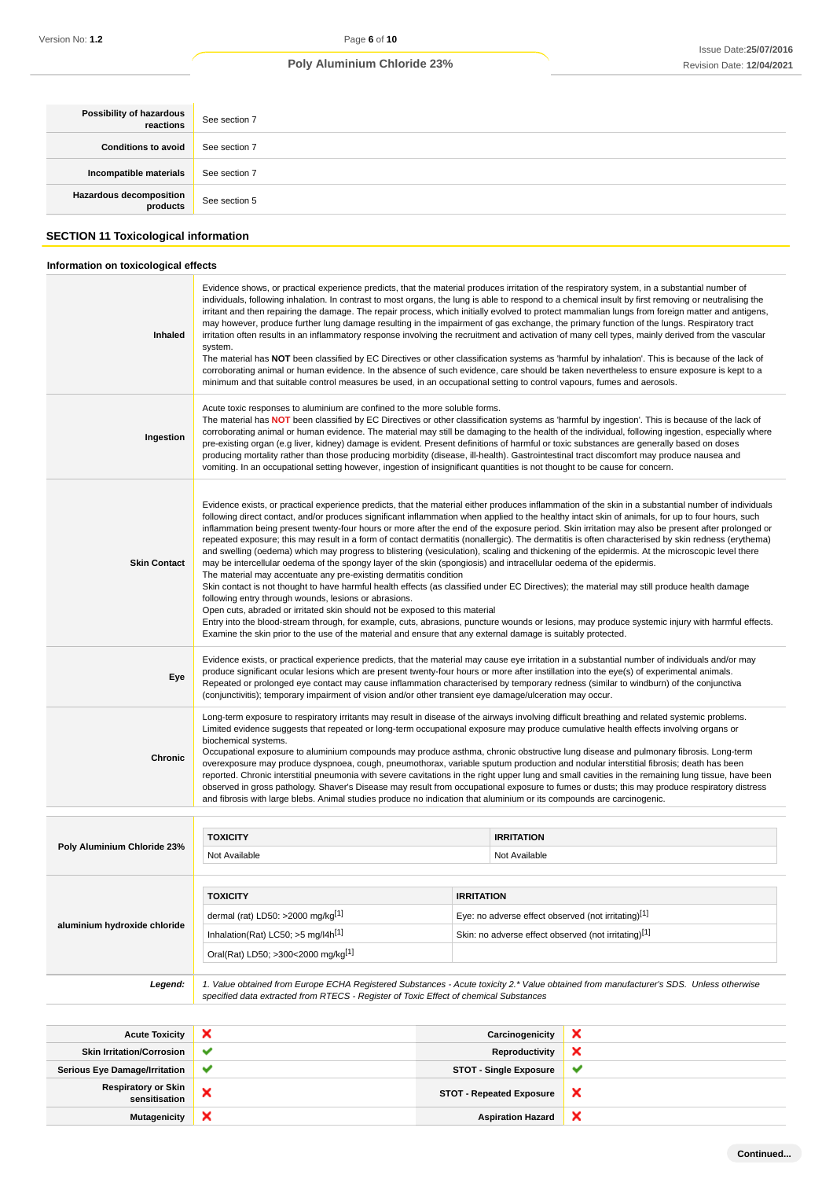| | |
|---|---|
| **Possibility of hazardous reactions** | See section 7 |
| **Conditions to avoid** | See section 7 |
| **Incompatible materials** | See section 7 |
| **Hazardous decomposition products** | See section 5 |

## SECTION 11 Toxicological information

### Information on toxicological effects

| | |
|---|---|
| **Inhaled** | Evidence shows, or practical experience predicts, that the material produces irritation of the respiratory system, in a substantial number of individuals, following inhalation. In contrast to most organs, the lung is able to respond to a chemical insult by first removing or neutralising the irritant and then repairing the damage. The repair process, which initially evolved to protect mammalian lungs from foreign matter and antigens, may however, produce further lung damage resulting in the impairment of gas exchange, the primary function of the lungs. Respiratory tract irritation often results in an inflammatory response involving the recruitment and activation of many cell types, mainly derived from the vascular system.<br>The material has **NOT** been classified by EC Directives or other classification systems as 'harmful by inhalation'. This is because of the lack of corroborating animal or human evidence. In the absence of such evidence, care should be taken nevertheless to ensure exposure is kept to a minimum and that suitable control measures be used, in an occupational setting to control vapours, fumes and aerosols. |
| **Ingestion** | Acute toxic responses to aluminium are confined to the more soluble forms.<br>The material has **NOT** been classified by EC Directives or other classification systems as 'harmful by ingestion'. This is because of the lack of corroborating animal or human evidence. The material may still be damaging to the health of the individual, following ingestion, especially where pre-existing organ (e.g liver, kidney) damage is evident. Present definitions of harmful or toxic substances are generally based on doses producing mortality rather than those producing morbidity (disease, ill-health). Gastrointestinal tract discomfort may produce nausea and vomiting. In an occupational setting however, ingestion of insignificant quantities is not thought to be cause for concern. |
| **Skin Contact** | Evidence exists, or practical experience predicts, that the material either produces inflammation of the skin in a substantial number of individuals following direct contact, and/or produces significant inflammation when applied to the healthy intact skin of animals, for up to four hours, such inflammation being present twenty-four hours or more after the end of the exposure period. Skin irritation may also be present after prolonged or repeated exposure; this may result in a form of contact dermatitis (nonallergic). The dermatitis is often characterised by skin redness (erythema) and swelling (oedema) which may progress to blistering (vesiculation), scaling and thickening of the epidermis. At the microscopic level there may be intercellular oedema of the spongy layer of the skin (spongiosis) and intracellular oedema of the epidermis.<br>The material may accentuate any pre-existing dermatitis condition<br>Skin contact is not thought to have harmful health effects (as classified under EC Directives); the material may still produce health damage following entry through wounds, lesions or abrasions.<br>Open cuts, abraded or irritated skin should not be exposed to this material<br>Entry into the blood-stream through, for example, cuts, abrasions, puncture wounds or lesions, may produce systemic injury with harmful effects. Examine the skin prior to the use of the material and ensure that any external damage is suitably protected. |
| **Eye** | Evidence exists, or practical experience predicts, that the material may cause eye irritation in a substantial number of individuals and/or may produce significant ocular lesions which are present twenty-four hours or more after instillation into the eye(s) of experimental animals.<br>Repeated or prolonged eye contact may cause inflammation characterised by temporary redness (similar to windburn) of the conjunctiva (conjunctivitis); temporary impairment of vision and/or other transient eye damage/ulceration may occur. |
| **Chronic** | Long-term exposure to respiratory irritants may result in disease of the airways involving difficult breathing and related systemic problems.<br>Limited evidence suggests that repeated or long-term occupational exposure may produce cumulative health effects involving organs or biochemical systems.<br>Occupational exposure to aluminium compounds may produce asthma, chronic obstructive lung disease and pulmonary fibrosis. Long-term overexposure may produce dyspnoea, cough, pneumothorax, variable sputum production and nodular interstitial fibrosis; death has been reported. Chronic interstitial pneumonia with severe cavitations in the right upper lung and small cavities in the remaining lung tissue, have been observed in gross pathology. Shaver's Disease may result from occupational exposure to fumes or dusts; this may produce respiratory distress and fibrosis with large blebs. Animal studies produce no indication that aluminium or its compounds are carcinogenic. |

| | TOXICITY | IRRITATION |
|---|---|---|
| **Poly Aluminium Chloride 23%** | Not Available | Not Available |

| | TOXICITY | IRRITATION |
|---|---|---|
| **aluminium hydroxide chloride** | dermal (rat) LD50: >2000 mg/kg[1] | Eye: no adverse effect observed (not irritating)[1] |
| | Inhalation(Rat) LC50; >5 mg/l4h[1] | Skin: no adverse effect observed (not irritating)[1] |
| | Oral(Rat) LD50; >300<2000 mg/kg[1] | |

***Legend:*** *1. Value obtained from Europe ECHA Registered Substances - Acute toxicity 2.* Value obtained from manufacturer's SDS. Unless otherwise specified data extracted from RTECS - Register of Toxic Effect of chemical Substances*

| | | | |
|---|---|---|---|
| **Acute Toxicity** | ✘ | **Carcinogenicity** | ✘ |
| **Skin Irritation/Corrosion** | ✔ | **Reproductivity** | ✘ |
| **Serious Eye Damage/Irritation** | ✔ | **STOT - Single Exposure** | ✔ |
| **Respiratory or Skin sensitisation** | ✘ | **STOT - Repeated Exposure** | ✘ |
| **Mutagenicity** | ✘ | **Aspiration Hazard** | ✘ |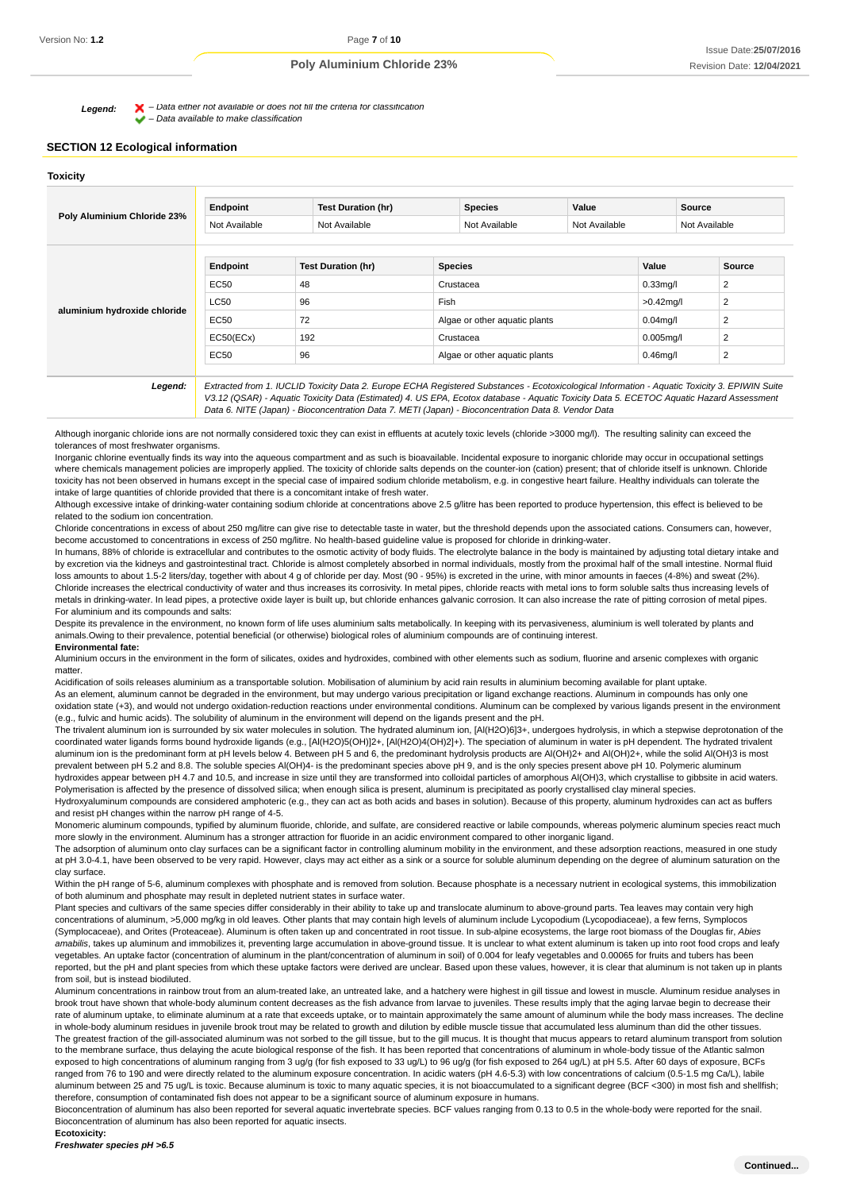**Legend:** ✗ – Data either not available or does not fill the criteria for classification
✔ – Data available to make classification

## SECTION 12 Ecological information

### Toxicity

| | Endpoint | Test Duration (hr) | Species | Value | Source |
|---|---|---|---|---|---|
| **Poly Aluminium Chloride 23%** | Not Available | Not Available | Not Available | Not Available | Not Available |

| | Endpoint | Test Duration (hr) | Species | Value | Source |
|---|---|---|---|---|---|
| **aluminium hydroxide chloride** | EC50 | 48 | Crustacea | 0.33mg/l | 2 |
| | LC50 | 96 | Fish | >0.42mg/l | 2 |
| | EC50 | 72 | Algae or other aquatic plants | 0.04mg/l | 2 |
| | EC50(ECx) | 192 | Crustacea | 0.005mg/l | 2 |
| | EC50 | 96 | Algae or other aquatic plants | 0.46mg/l | 2 |

***Legend:*** *Extracted from 1. IUCLID Toxicity Data 2. Europe ECHA Registered Substances - Ecotoxicological Information - Aquatic Toxicity 3. EPIWIN Suite V3.12 (QSAR) - Aquatic Toxicity Data (Estimated) 4. US EPA, Ecotox database - Aquatic Toxicity Data 5. ECETOC Aquatic Hazard Assessment Data 6. NITE (Japan) - Bioconcentration Data 7. METI (Japan) - Bioconcentration Data 8. Vendor Data*

Although inorganic chloride ions are not normally considered toxic they can exist in effluents at acutely toxic levels (chloride >3000 mg/l). The resulting salinity can exceed the tolerances of most freshwater organisms.

Inorganic chlorine eventually finds its way into the aqueous compartment and as such is bioavailable. Incidental exposure to inorganic chloride may occur in occupational settings where chemicals management policies are improperly applied. The toxicity of chloride salts depends on the counter-ion (cation) present; that of chloride itself is unknown. Chloride toxicity has not been observed in humans except in the special case of impaired sodium chloride metabolism, e.g. in congestive heart failure. Healthy individuals can tolerate the intake of large quantities of chloride provided that there is a concomitant intake of fresh water.

Although excessive intake of drinking-water containing sodium chloride at concentrations above 2.5 g/litre has been reported to produce hypertension, this effect is believed to be related to the sodium ion concentration.

Chloride concentrations in excess of about 250 mg/litre can give rise to detectable taste in water, but the threshold depends upon the associated cations. Consumers can, however, become accustomed to concentrations in excess of 250 mg/litre. No health-based guideline value is proposed for chloride in drinking-water.

In humans, 88% of chloride is extracellular and contributes to the osmotic activity of body fluids. The electrolyte balance in the body is maintained by adjusting total dietary intake and by excretion via the kidneys and gastrointestinal tract. Chloride is almost completely absorbed in normal individuals, mostly from the proximal half of the small intestine. Normal fluid loss amounts to about 1.5-2 liters/day, together with about 4 g of chloride per day. Most (90 - 95%) is excreted in the urine, with minor amounts in faeces (4-8%) and sweat (2%).

Chloride increases the electrical conductivity of water and thus increases its corrosivity. In metal pipes, chloride reacts with metal ions to form soluble salts thus increasing levels of metals in drinking-water. In lead pipes, a protective oxide layer is built up, but chloride enhances galvanic corrosion. It can also increase the rate of pitting corrosion of metal pipes.

For aluminium and its compounds and salts:

Despite its prevalence in the environment, no known form of life uses aluminium salts metabolically. In keeping with its pervasiveness, aluminium is well tolerated by plants and animals.Owing to their prevalence, potential beneficial (or otherwise) biological roles of aluminium compounds are of continuing interest.

**Environmental fate:**

Aluminium occurs in the environment in the form of silicates, oxides and hydroxides, combined with other elements such as sodium, fluorine and arsenic complexes with organic matter.

Acidification of soils releases aluminium as a transportable solution. Mobilisation of aluminium by acid rain results in aluminium becoming available for plant uptake.

As an element, aluminum cannot be degraded in the environment, but may undergo various precipitation or ligand exchange reactions. Aluminum in compounds has only one oxidation state (+3), and would not undergo oxidation-reduction reactions under environmental conditions. Aluminum can be complexed by various ligands present in the environment (e.g., fulvic and humic acids). The solubility of aluminum in the environment will depend on the ligands present and the pH.

The trivalent aluminum ion is surrounded by six water molecules in solution. The hydrated aluminum ion, $[Al(H_2O)_6]^{3+}$, undergoes hydrolysis, in which a stepwise deprotonation of the coordinated water ligands forms bound hydroxide ligands (e.g., $[Al(H_2O)_5(OH)]^{2+}$, $[Al(H_2O)_4(OH)_2]^{+}$). The speciation of aluminum in water is pH dependent. The hydrated trivalent aluminum ion is the predominant form at pH levels below 4. Between pH 5 and 6, the predominant hydrolysis products are $Al(OH)^{2+}$ and $Al(OH)^{2+}$, while the solid $Al(OH)_3$ is most prevalent between pH 5.2 and 8.8. The soluble species $Al(OH)_4^-$ is the predominant species above pH 9, and is the only species present above pH 10. Polymeric aluminum hydroxides appear between pH 4.7 and 10.5, and increase in size until they are transformed into colloidal particles of amorphous $Al(OH)_3$, which crystallise to gibbsite in acid waters. Polymerisation is affected by the presence of dissolved silica; when enough silica is present, aluminum is precipitated as poorly crystallised clay mineral species.

Hydroxyaluminum compounds are considered amphoteric (e.g., they can act as both acids and bases in solution). Because of this property, aluminum hydroxides can act as buffers and resist pH changes within the narrow pH range of 4-5.

Monomeric aluminum compounds, typified by aluminum fluoride, chloride, and sulfate, are considered reactive or labile compounds, whereas polymeric aluminum species react much more slowly in the environment. Aluminum has a stronger attraction for fluoride in an acidic environment compared to other inorganic ligand.

The adsorption of aluminum onto clay surfaces can be a significant factor in controlling aluminum mobility in the environment, and these adsorption reactions, measured in one study at pH 3.0-4.1, have been observed to be very rapid. However, clays may act either as a sink or a source for soluble aluminum depending on the degree of aluminum saturation on the clay surface.

Within the pH range of 5-6, aluminum complexes with phosphate and is removed from solution. Because phosphate is a necessary nutrient in ecological systems, this immobilization of both aluminum and phosphate may result in depleted nutrient states in surface water.

Plant species and cultivars of the same species differ considerably in their ability to take up and translocate aluminum to above-ground parts. Tea leaves may contain very high concentrations of aluminum, >5,000 mg/kg in old leaves. Other plants that may contain high levels of aluminum include Lycopodium (Lycopodiaceae), a few ferns, Symplocos (Symplocaceae), and Orites (Proteaceae). Aluminum is often taken up and concentrated in root tissue. In sub-alpine ecosystems, the large root biomass of the Douglas fir, *Abies amabilis*, takes up aluminum and immobilizes it, preventing large accumulation in above-ground tissue. It is unclear to what extent aluminum is taken up into root food crops and leafy vegetables. An uptake factor (concentration of aluminum in the plant/concentration of aluminum in soil) of 0.004 for leafy vegetables and 0.00065 for fruits and tubers has been reported, but the pH and plant species from which these uptake factors were derived are unclear. Based upon these values, however, it is clear that aluminum is not taken up in plants from soil, but is instead biodiluted.

Aluminum concentrations in rainbow trout from an alum-treated lake, an untreated lake, and a hatchery were highest in gill tissue and lowest in muscle. Aluminum residue analyses in brook trout have shown that whole-body aluminum content decreases as the fish advance from larvae to juveniles. These results imply that the aging larvae begin to decrease their rate of aluminum uptake, to eliminate aluminum at a rate that exceeds uptake, or to maintain approximately the same amount of aluminum while the body mass increases. The decline in whole-body aluminum residues in juvenile brook trout may be related to growth and dilution by edible muscle tissue that accumulated less aluminum than did the other tissues. The greatest fraction of the gill-associated aluminum was not sorbed to the gill tissue, but to the gill mucus. It is thought that mucus appears to retard aluminum transport from solution to the membrane surface, thus delaying the acute biological response of the fish. It has been reported that concentrations of aluminum in whole-body tissue of the Atlantic salmon exposed to high concentrations of aluminum ranging from 3 ug/g (for fish exposed to 33 ug/L) to 96 ug/g (for fish exposed to 264 ug/L) at pH 5.5. After 60 days of exposure, BCFs ranged from 76 to 190 and were directly related to the aluminum exposure concentration. In acidic waters (pH 4.6-5.3) with low concentrations of calcium (0.5-1.5 mg Ca/L), labile aluminum between 25 and 75 ug/L is toxic. Because aluminum is toxic to many aquatic species, it is not bioaccumulated to a significant degree (BCF <300) in most fish and shellfish; therefore, consumption of contaminated fish does not appear to be a significant source of aluminum exposure in humans.

Bioconcentration of aluminum has also been reported for several aquatic invertebrate species. BCF values ranging from 0.13 to 0.5 in the whole-body were reported for the snail. Bioconcentration of aluminum has also been reported for aquatic insects.

**Ecotoxicity:**

***Freshwater species pH >6.5***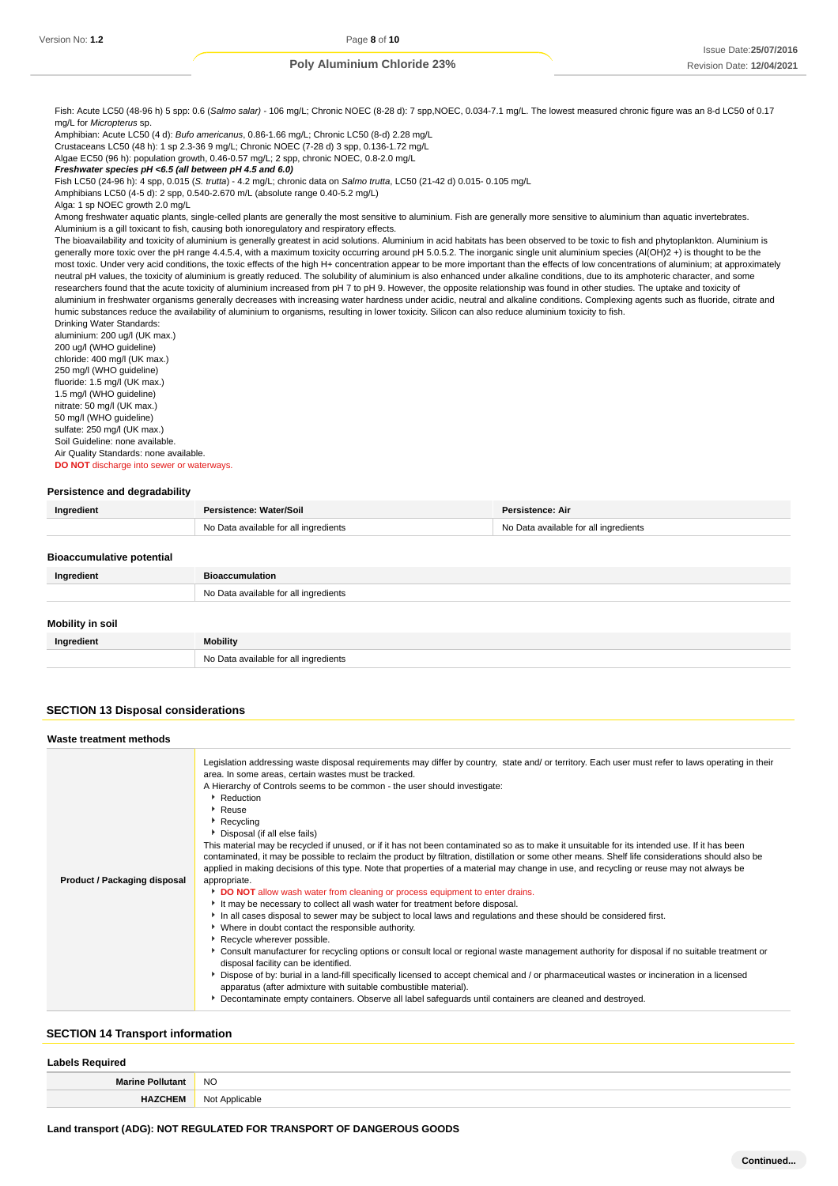Fish: Acute LC50 (48-96 h) 5 spp: 0.6 (*Salmo salar)* - 106 mg/L; Chronic NOEC (8-28 d): 7 spp,NOEC, 0.034-7.1 mg/L. The lowest measured chronic figure was an 8-d LC50 of 0.17 mg/L for *Micropterus* sp.

Amphibian: Acute LC50 (4 d): *Bufo americanus*, 0.86-1.66 mg/L; Chronic LC50 (8-d) 2.28 mg/L

Crustaceans LC50 (48 h): 1 sp 2.3-36 9 mg/L; Chronic NOEC (7-28 d) 3 spp, 0.136-1.72 mg/L

Algae EC50 (96 h): population growth, 0.46-0.57 mg/L; 2 spp, chronic NOEC, 0.8-2.0 mg/L

***Freshwater species pH <6.5 (all between pH 4.5 and 6.0)***

Fish LC50 (24-96 h): 4 spp, 0.015 (*S. trutta*) - 4.2 mg/L; chronic data on *Salmo trutta*, LC50 (21-42 d) 0.015- 0.105 mg/L

Amphibians LC50 (4-5 d): 2 spp, 0.540-2.670 m/L (absolute range 0.40-5.2 mg/L)

Alga: 1 sp NOEC growth 2.0 mg/L

Among freshwater aquatic plants, single-celled plants are generally the most sensitive to aluminium. Fish are generally more sensitive to aluminium than aquatic invertebrates. Aluminium is a gill toxicant to fish, causing both ionoregulatory and respiratory effects.

The bioavailability and toxicity of aluminium is generally greatest in acid solutions. Aluminium in acid habitats has been observed to be toxic to fish and phytoplankton. Aluminium is generally more toxic over the pH range 4.4.5.4, with a maximum toxicity occurring around pH 5.0.5.2. The inorganic single unit aluminium species ($Al(OH)_2^+$) is thought to be the most toxic. Under very acid conditions, the toxic effects of the high $H^+$ concentration appear to be more important than the effects of low concentrations of aluminium; at approximately neutral pH values, the toxicity of aluminium is greatly reduced. The solubility of aluminium is also enhanced under alkaline conditions, due to its amphoteric character, and some researchers found that the acute toxicity of aluminium increased from pH 7 to pH 9. However, the opposite relationship was found in other studies. The uptake and toxicity of aluminium in freshwater organisms generally decreases with increasing water hardness under acidic, neutral and alkaline conditions. Complexing agents such as fluoride, citrate and humic substances reduce the availability of aluminium to organisms, resulting in lower toxicity. Silicon can also reduce aluminium toxicity to fish.

Drinking Water Standards:
aluminium: 200 ug/l (UK max.)
200 ug/l (WHO guideline)
chloride: 400 mg/l (UK max.)
250 mg/l (WHO guideline)
fluoride: 1.5 mg/l (UK max.)
1.5 mg/l (WHO guideline)
nitrate: 50 mg/l (UK max.)
50 mg/l (WHO guideline)
sulfate: 250 mg/l (UK max.)
Soil Guideline: none available.
Air Quality Standards: none available.

**DO NOT** discharge into sewer or waterways.

### Persistence and degradability

| Ingredient | Persistence: Water/Soil | Persistence: Air |
|---|---|---|
| | No Data available for all ingredients | No Data available for all ingredients |

### Bioaccumulative potential

| Ingredient | Bioaccumulation |
|---|---|
| | No Data available for all ingredients |

### Mobility in soil

| Ingredient | Mobility |
|---|---|
| | No Data available for all ingredients |

## SECTION 13 Disposal considerations

### Waste treatment methods

| | |
|---|---|
| **Product / Packaging disposal** | Legislation addressing waste disposal requirements may differ by country, state and/ or territory. Each user must refer to laws operating in their area. In some areas, certain wastes must be tracked.<br>A Hierarchy of Controls seems to be common - the user should investigate:<br>▸ Reduction<br>▸ Reuse<br>▸ Recycling<br>▸ Disposal (if all else fails)<br>This material may be recycled if unused, or if it has not been contaminated so as to make it unsuitable for its intended use. If it has been contaminated, it may be possible to reclaim the product by filtration, distillation or some other means. Shelf life considerations should also be applied in making decisions of this type. Note that properties of a material may change in use, and recycling or reuse may not always be appropriate.<br>▸ **DO NOT** allow wash water from cleaning or process equipment to enter drains.<br>▸ It may be necessary to collect all wash water for treatment before disposal.<br>▸ In all cases disposal to sewer may be subject to local laws and regulations and these should be considered first.<br>▸ Where in doubt contact the responsible authority.<br>▸ Recycle wherever possible.<br>▸ Consult manufacturer for recycling options or consult local or regional waste management authority for disposal if no suitable treatment or disposal facility can be identified.<br>▸ Dispose of by: burial in a land-fill specifically licensed to accept chemical and / or pharmaceutical wastes or incineration in a licensed apparatus (after admixture with suitable combustible material).<br>▸ Decontaminate empty containers. Observe all label safeguards until containers are cleaned and destroyed. |

## SECTION 14 Transport information

### Labels Required

| | |
|---|---|
| **Marine Pollutant** | NO |
| **HAZCHEM** | Not Applicable |

**Land transport (ADG): NOT REGULATED FOR TRANSPORT OF DANGEROUS GOODS**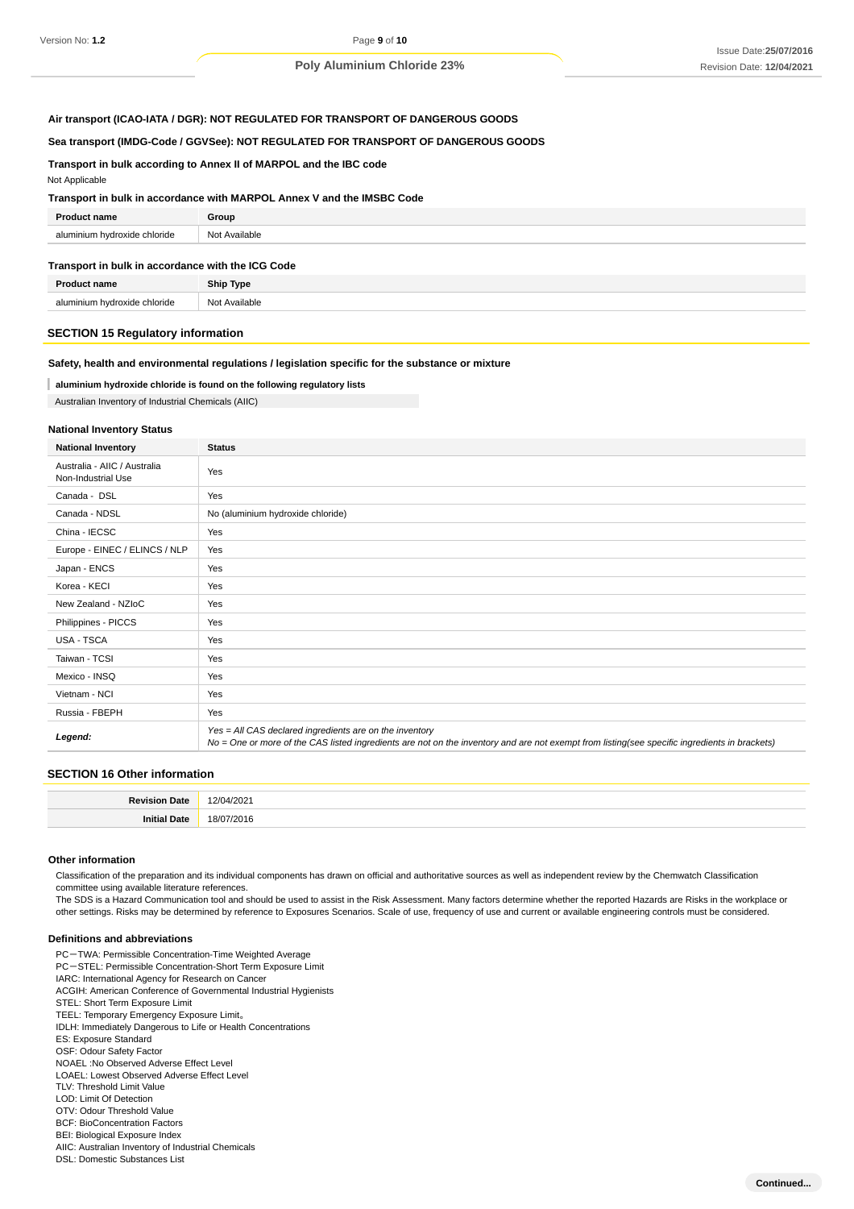**Air transport (ICAO-IATA / DGR): NOT REGULATED FOR TRANSPORT OF DANGEROUS GOODS**

**Sea transport (IMDG-Code / GGVSee): NOT REGULATED FOR TRANSPORT OF DANGEROUS GOODS**

**Transport in bulk according to Annex II of MARPOL and the IBC code**

Not Applicable

**Transport in bulk in accordance with MARPOL Annex V and the IMSBC Code**

| Product name | Group |
|---|---|
| aluminium hydroxide chloride | Not Available |

**Transport in bulk in accordance with the ICG Code**

| Product name | Ship Type |
|---|---|
| aluminium hydroxide chloride | Not Available |

## SECTION 15 Regulatory information

**Safety, health and environmental regulations / legislation specific for the substance or mixture**

**aluminium hydroxide chloride is found on the following regulatory lists**

Australian Inventory of Industrial Chemicals (AIIC)

**National Inventory Status**

| National Inventory | Status |
|---|---|
| Australia - AIIC / Australia Non-Industrial Use | Yes |
| Canada - DSL | Yes |
| Canada - NDSL | No (aluminium hydroxide chloride) |
| China - IECSC | Yes |
| Europe - EINEC / ELINCS / NLP | Yes |
| Japan - ENCS | Yes |
| Korea - KECI | Yes |
| New Zealand - NZIoC | Yes |
| Philippines - PICCS | Yes |
| USA - TSCA | Yes |
| Taiwan - TCSI | Yes |
| Mexico - INSQ | Yes |
| Vietnam - NCI | Yes |
| Russia - FBEPH | Yes |
| ***Legend:*** | *Yes = All CAS declared ingredients are on the inventory*<br>*No = One or more of the CAS listed ingredients are not on the inventory and are not exempt from listing(see specific ingredients in brackets)* |

## SECTION 16 Other information

| | |
|---|---|
| **Revision Date** | 12/04/2021 |
| **Initial Date** | 18/07/2016 |

**Other information**

Classification of the preparation and its individual components has drawn on official and authoritative sources as well as independent review by the Chemwatch Classification committee using available literature references.
The SDS is a Hazard Communication tool and should be used to assist in the Risk Assessment. Many factors determine whether the reported Hazards are Risks in the workplace or other settings. Risks may be determined by reference to Exposures Scenarios. Scale of use, frequency of use and current or available engineering controls must be considered.

**Definitions and abbreviations**

PC－TWA: Permissible Concentration-Time Weighted Average
PC－STEL: Permissible Concentration-Short Term Exposure Limit
IARC: International Agency for Research on Cancer
ACGIH: American Conference of Governmental Industrial Hygienists
STEL: Short Term Exposure Limit
TEEL: Temporary Emergency Exposure Limit。
IDLH: Immediately Dangerous to Life or Health Concentrations
ES: Exposure Standard
OSF: Odour Safety Factor
NOAEL :No Observed Adverse Effect Level
LOAEL: Lowest Observed Adverse Effect Level
TLV: Threshold Limit Value
LOD: Limit Of Detection
OTV: Odour Threshold Value
BCF: BioConcentration Factors
BEI: Biological Exposure Index
AIIC: Australian Inventory of Industrial Chemicals
DSL: Domestic Substances List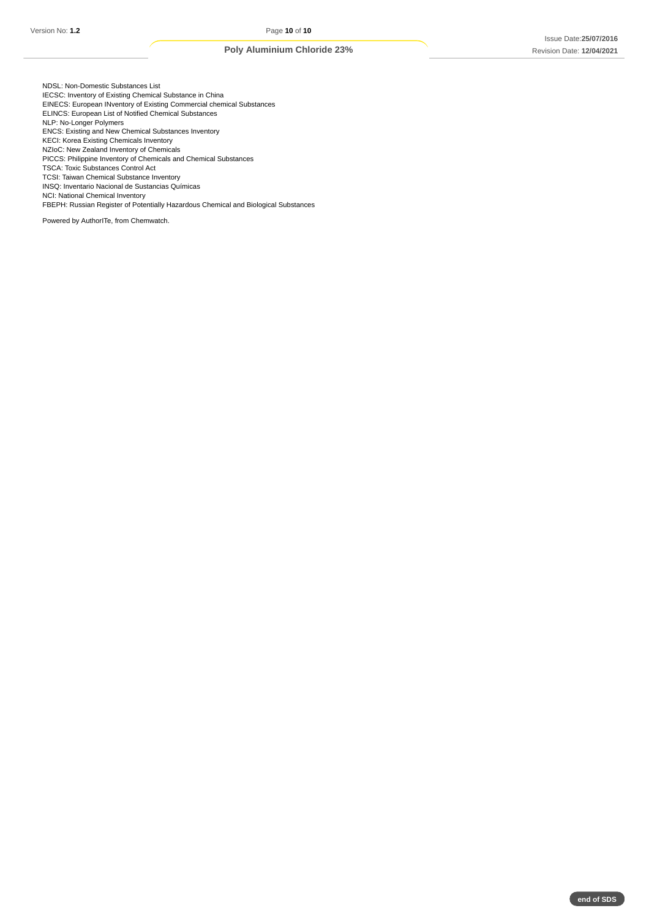NDSL: Non-Domestic Substances List
IECSC: Inventory of Existing Chemical Substance in China
EINECS: European INventory of Existing Commercial chemical Substances
ELINCS: European List of Notified Chemical Substances
NLP: No-Longer Polymers
ENCS: Existing and New Chemical Substances Inventory
KECI: Korea Existing Chemicals Inventory
NZIoC: New Zealand Inventory of Chemicals
PICCS: Philippine Inventory of Chemicals and Chemical Substances
TSCA: Toxic Substances Control Act
TCSI: Taiwan Chemical Substance Inventory
INSQ: Inventario Nacional de Sustancias Químicas
NCI: National Chemical Inventory
FBEPH: Russian Register of Potentially Hazardous Chemical and Biological Substances

Powered by AuthorITe, from Chemwatch.

**end of SDS**